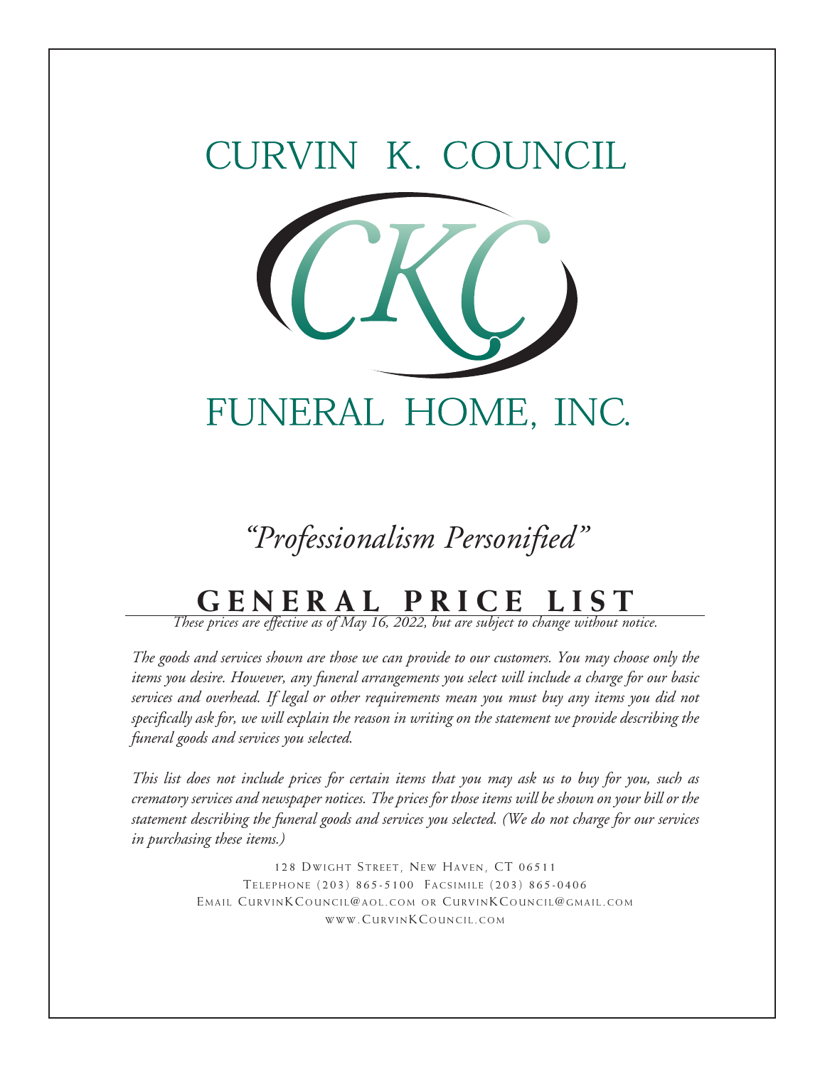# CURVIN K. COUNCIL

CKC

# FUNERAL HOME, INC.

*"Professionalism Personified"*

## GENERAL PRICE LIST

*These prices are effective as of May 16, 2022, but are subject to change without notice.*

*The goods and services shown are those we can provide to our customers. You may choose only the items you desire. However, any funeral arrangements you select will include a charge for our basic services and overhead. If legal or other requirements mean you must buy any items you did not specifically ask for, we will explain the reason in writing on the statement we provide describing the funeral goods and services you selected.*

*This list does not include prices for certain items that you may ask us to buy for you, such as crematory services and newspaper notices. The prices for those items will be shown on your bill or the statement describing the funeral goods and services you selected. (We do not charge for our services in purchasing these items.)*

128 Dwight Street, New Haven, CT 06511
Telephone (203) 865-5100 Facsimile (203) 865-0406
Email CurvinKCouncil@aol.com or CurvinKCouncil@gmail.com
www.CurvinKCouncil.com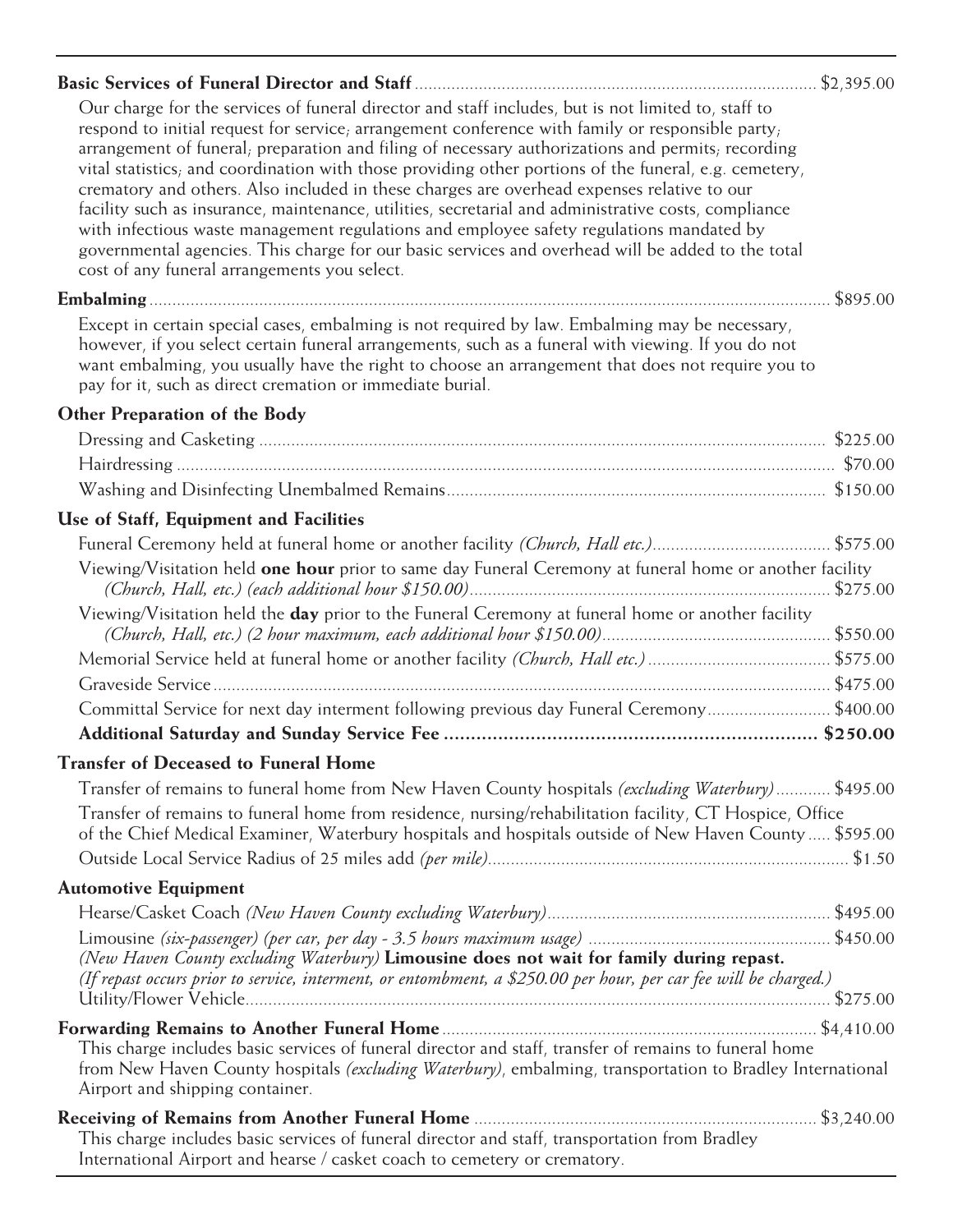**Basic Services of Funeral Director and Staff** ........................................ $2,395.00

Our charge for the services of funeral director and staff includes, but is not limited to, staff to respond to initial request for service; arrangement conference with family or responsible party; arrangement of funeral; preparation and filing of necessary authorizations and permits; recording vital statistics; and coordination with those providing other portions of the funeral, e.g. cemetery, crematory and others. Also included in these charges are overhead expenses relative to our facility such as insurance, maintenance, utilities, secretarial and administrative costs, compliance with infectious waste management regulations and employee safety regulations mandated by governmental agencies. This charge for our basic services and overhead will be added to the total cost of any funeral arrangements you select.

**Embalming** ........................................ $895.00

Except in certain special cases, embalming is not required by law. Embalming may be necessary, however, if you select certain funeral arrangements, such as a funeral with viewing. If you do not want embalming, you usually have the right to choose an arrangement that does not require you to pay for it, such as direct cremation or immediate burial.

**Other Preparation of the Body**

- Dressing and Casketing ........................................ $225.00
- Hairdressing ........................................ $70.00
- Washing and Disinfecting Unembalmed Remains ........................................ $150.00

**Use of Staff, Equipment and Facilities**

- Funeral Ceremony held at funeral home or another facility *(Church, Hall etc.)* ........................................ $575.00
- Viewing/Visitation held **one hour** prior to same day Funeral Ceremony at funeral home or another facility *(Church, Hall, etc.) (each additional hour $150.00)* ........................................ $275.00
- Viewing/Visitation held the **day** prior to the Funeral Ceremony at funeral home or another facility *(Church, Hall, etc.) (2 hour maximum, each additional hour $150.00)* ........................................ $550.00
- Memorial Service held at funeral home or another facility *(Church, Hall etc.)* ........................................ $575.00
- Graveside Service ........................................ $475.00
- Committal Service for next day interment following previous day Funeral Ceremony ........................................ $400.00
- **Additional Saturday and Sunday Service Fee ........................................ $250.00**

**Transfer of Deceased to Funeral Home**

- Transfer of remains to funeral home from New Haven County hospitals *(excluding Waterbury)* ........................................ $495.00
- Transfer of remains to funeral home from residence, nursing/rehabilitation facility, CT Hospice, Office of the Chief Medical Examiner, Waterbury hospitals and hospitals outside of New Haven County ........................................ $595.00
- Outside Local Service Radius of 25 miles add *(per mile)* ........................................ $1.50

**Automotive Equipment**

- Hearse/Casket Coach *(New Haven County excluding Waterbury)* ........................................ $495.00
- Limousine *(six-passenger) (per car, per day - 3.5 hours maximum usage)* ........................................ $450.00
  *(New Haven County excluding Waterbury)* **Limousine does not wait for family during repast.**
  *(If repast occurs prior to service, interment, or entombment, a $250.00 per hour, per car fee will be charged.)*
- Utility/Flower Vehicle ........................................ $275.00

**Forwarding Remains to Another Funeral Home** ........................................ $4,410.00

This charge includes basic services of funeral director and staff, transfer of remains to funeral home from New Haven County hospitals *(excluding Waterbury)*, embalming, transportation to Bradley International Airport and shipping container.

**Receiving of Remains from Another Funeral Home** ........................................ $3,240.00

This charge includes basic services of funeral director and staff, transportation from Bradley International Airport and hearse / casket coach to cemetery or crematory.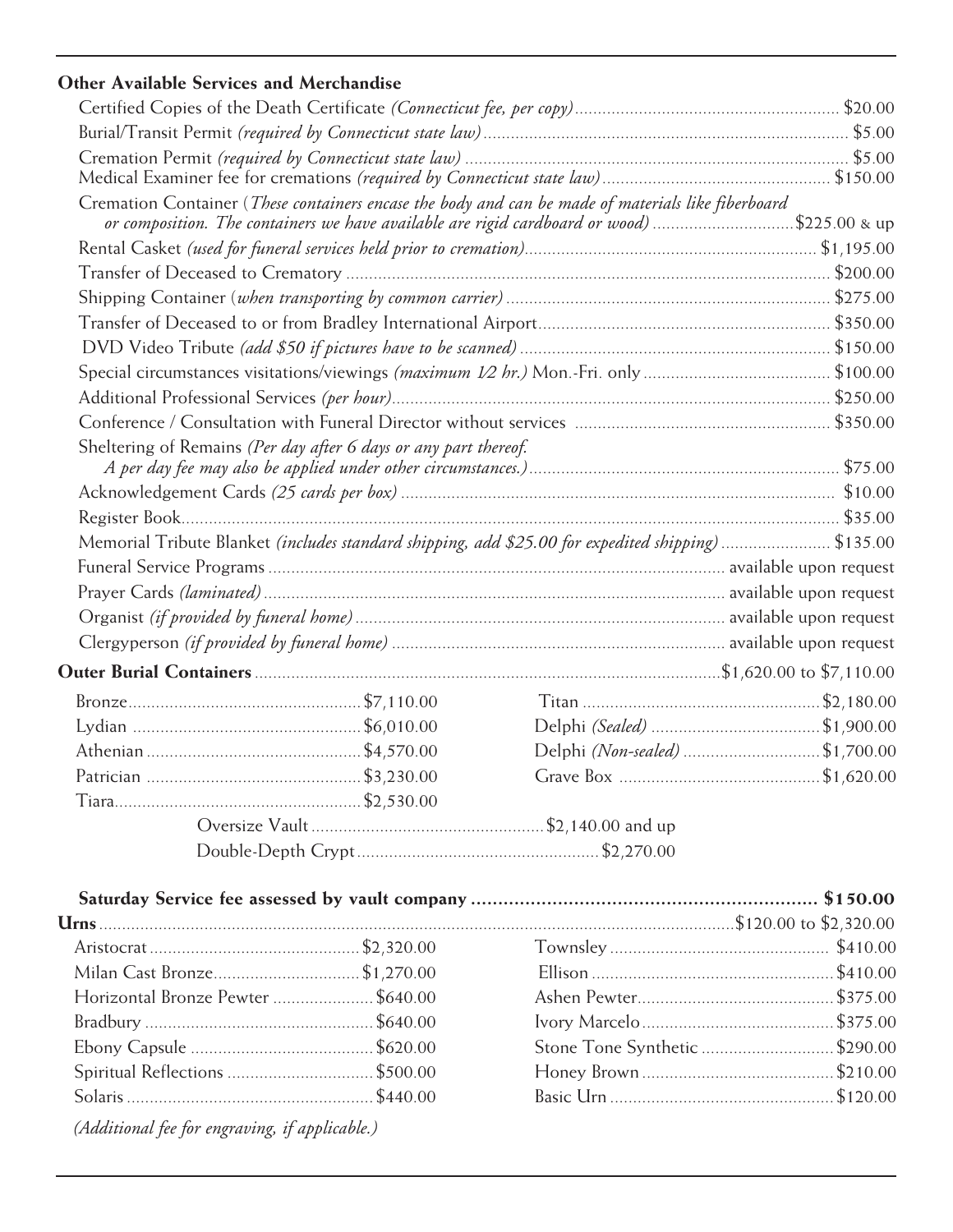**Other Available Services and Merchandise**

| Item | Price |
|---|---|
| Certified Copies of the Death Certificate *(Connecticut fee, per copy)* | $20.00 |
| Burial/Transit Permit *(required by Connecticut state law)* | $5.00 |
| Cremation Permit *(required by Connecticut state law)* | $5.00 |
| Medical Examiner fee for cremations *(required by Connecticut state law)* | $150.00 |
| Cremation Container (*These containers encase the body and can be made of materials like fiberboard or composition. The containers we have available are rigid cardboard or wood*) | $225.00 & up |
| Rental Casket *(used for funeral services held prior to cremation)* | $1,195.00 |
| Transfer of Deceased to Crematory | $200.00 |
| Shipping Container (*when transporting by common carrier*) | $275.00 |
| Transfer of Deceased to or from Bradley International Airport | $350.00 |
| DVD Video Tribute *(add $50 if pictures have to be scanned)* | $150.00 |
| Special circumstances visitations/viewings *(maximum 1/2 hr.)* Mon.-Fri. only | $100.00 |
| Additional Professional Services *(per hour)* | $250.00 |
| Conference / Consultation with Funeral Director without services | $350.00 |
| Sheltering of Remains *(Per day after 6 days or any part thereof. A per day fee may also be applied under other circumstances.)* | $75.00 |
| Acknowledgement Cards *(25 cards per box)* | $10.00 |
| Register Book | $35.00 |
| Memorial Tribute Blanket *(includes standard shipping, add $25.00 for expedited shipping)* | $135.00 |
| Funeral Service Programs | available upon request |
| Prayer Cards *(laminated)* | available upon request |
| Organist *(if provided by funeral home)* | available upon request |
| Clergyperson *(if provided by funeral home)* | available upon request |

**Outer Burial Containers** ........ $1,620.00 to $7,110.00

| Item | Price | Item | Price |
|---|---|---|---|
| Bronze | $7,110.00 | Titan | $2,180.00 |
| Lydian | $6,010.00 | Delphi *(Sealed)* | $1,900.00 |
| Athenian | $4,570.00 | Delphi *(Non-sealed)* | $1,700.00 |
| Patrician | $3,230.00 | Grave Box | $1,620.00 |
| Tiara | $2,530.00 | | |

| Item | Price |
|---|---|
| Oversize Vault | $2,140.00 and up |
| Double-Depth Crypt | $2,270.00 |

**Saturday Service fee assessed by vault company ........ $150.00**

**Urns** ........ $120.00 to $2,320.00

| Item | Price | Item | Price |
|---|---|---|---|
| Aristocrat | $2,320.00 | Townsley | $410.00 |
| Milan Cast Bronze | $1,270.00 | Ellison | $410.00 |
| Horizontal Bronze Pewter | $640.00 | Ashen Pewter | $375.00 |
| Bradbury | $640.00 | Ivory Marcelo | $375.00 |
| Ebony Capsule | $620.00 | Stone Tone Synthetic | $290.00 |
| Spiritual Reflections | $500.00 | Honey Brown | $210.00 |
| Solaris | $440.00 | Basic Urn | $120.00 |

*(Additional fee for engraving, if applicable.)*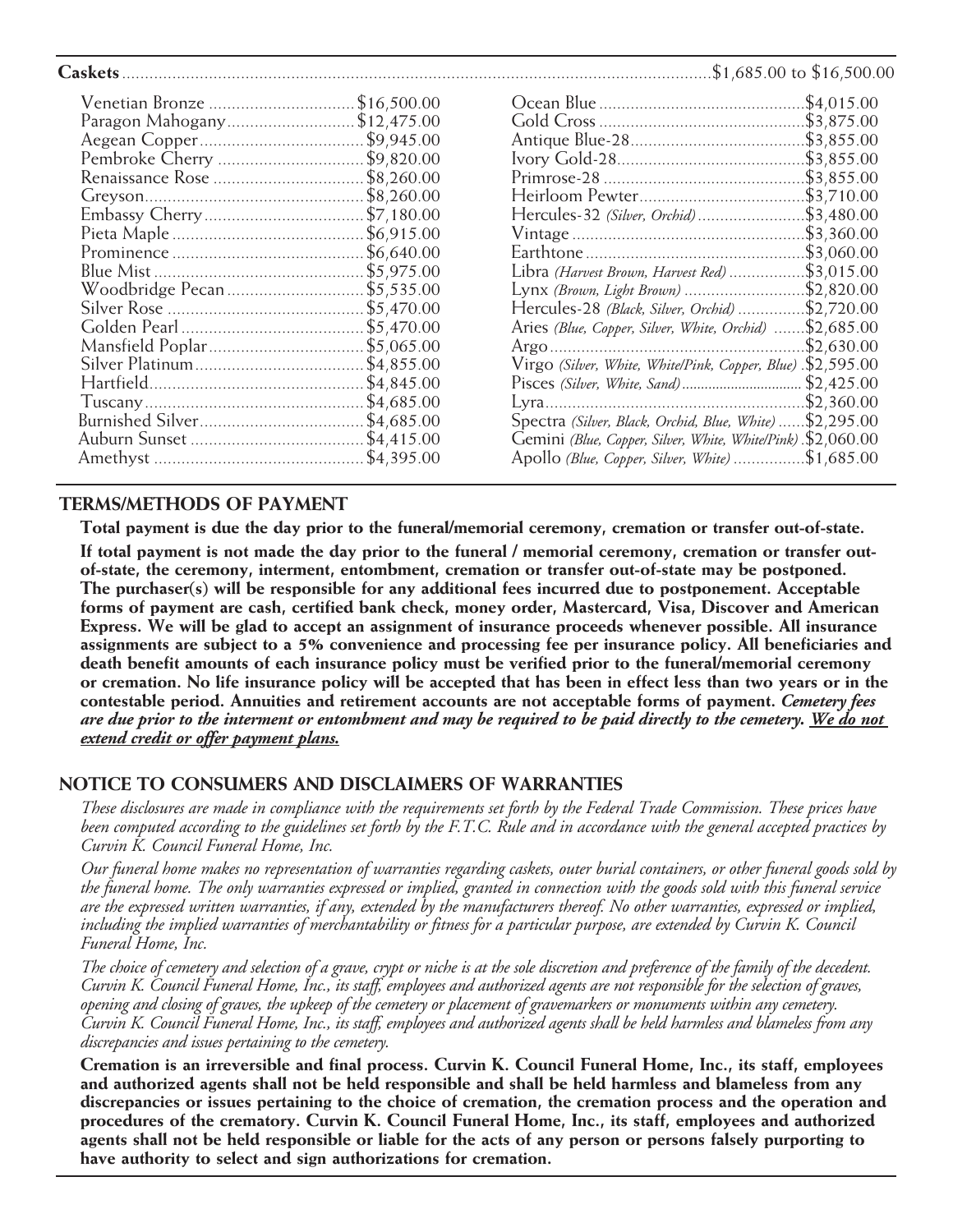**Caskets** ........ $1,685.00 to $16,500.00

| | | | |
|---|---|---|---|
| Venetian Bronze | $16,500.00 | Ocean Blue | $4,015.00 |
| Paragon Mahogany | $12,475.00 | Gold Cross | $3,875.00 |
| Aegean Copper | $9,945.00 | Antique Blue-28 | $3,855.00 |
| Pembroke Cherry | $9,820.00 | Ivory Gold-28 | $3,855.00 |
| Renaissance Rose | $8,260.00 | Primrose-28 | $3,855.00 |
| Greyson | $8,260.00 | Heirloom Pewter | $3,710.00 |
| Embassy Cherry | $7,180.00 | Hercules-32 *(Silver, Orchid)* | $3,480.00 |
| Pieta Maple | $6,915.00 | Vintage | $3,360.00 |
| Prominence | $6,640.00 | Earthtone | $3,060.00 |
| Blue Mist | $5,975.00 | Libra *(Harvest Brown, Harvest Red)* | $3,015.00 |
| Woodbridge Pecan | $5,535.00 | Lynx *(Brown, Light Brown)* | $2,820.00 |
| Silver Rose | $5,470.00 | Hercules-28 *(Black, Silver, Orchid)* | $2,720.00 |
| Golden Pearl | $5,470.00 | Aries *(Blue, Copper, Silver, White, Orchid)* | $2,685.00 |
| Mansfield Poplar | $5,065.00 | Argo | $2,630.00 |
| Silver Platinum | $4,855.00 | Virgo *(Silver, White, White/Pink, Copper, Blue)* | $2,595.00 |
| Hartfield | $4,845.00 | Pisces *(Silver, White, Sand)* | $2,425.00 |
| Tuscany | $4,685.00 | Lyra | $2,360.00 |
| Burnished Silver | $4,685.00 | Spectra *(Silver, Black, Orchid, Blue, White)* | $2,295.00 |
| Auburn Sunset | $4,415.00 | Gemini *(Blue, Copper, Silver, White, White/Pink)* | $2,060.00 |
| Amethyst | $4,395.00 | Apollo *(Blue, Copper, Silver, White)* | $1,685.00 |

## TERMS/METHODS OF PAYMENT

**Total payment is due the day prior to the funeral/memorial ceremony, cremation or transfer out-of-state.**

**If total payment is not made the day prior to the funeral / memorial ceremony, cremation or transfer out-of-state, the ceremony, interment, entombment, cremation or transfer out-of-state may be postponed. The purchaser(s) will be responsible for any additional fees incurred due to postponement. Acceptable forms of payment are cash, certified bank check, money order, Mastercard, Visa, Discover and American Express. We will be glad to accept an assignment of insurance proceeds whenever possible. All insurance assignments are subject to a 5% convenience and processing fee per insurance policy. All beneficiaries and death benefit amounts of each insurance policy must be verified prior to the funeral/memorial ceremony or cremation. No life insurance policy will be accepted that has been in effect less than two years or in the contestable period. Annuities and retirement accounts are not acceptable forms of payment.** ***Cemetery fees are due prior to the interment or entombment and may be required to be paid directly to the cemetery. <u>We do not extend credit or offer payment plans.</u>***

## NOTICE TO CONSUMERS AND DISCLAIMERS OF WARRANTIES

*These disclosures are made in compliance with the requirements set forth by the Federal Trade Commission. These prices have been computed according to the guidelines set forth by the F.T.C. Rule and in accordance with the general accepted practices by Curvin K. Council Funeral Home, Inc.*

*Our funeral home makes no representation of warranties regarding caskets, outer burial containers, or other funeral goods sold by the funeral home. The only warranties expressed or implied, granted in connection with the goods sold with this funeral service are the expressed written warranties, if any, extended by the manufacturers thereof. No other warranties, expressed or implied, including the implied warranties of merchantability or fitness for a particular purpose, are extended by Curvin K. Council Funeral Home, Inc.*

*The choice of cemetery and selection of a grave, crypt or niche is at the sole discretion and preference of the family of the decedent. Curvin K. Council Funeral Home, Inc., its staff, employees and authorized agents are not responsible for the selection of graves, opening and closing of graves, the upkeep of the cemetery or placement of gravemarkers or monuments within any cemetery. Curvin K. Council Funeral Home, Inc., its staff, employees and authorized agents shall be held harmless and blameless from any discrepancies and issues pertaining to the cemetery.*

**Cremation is an irreversible and final process. Curvin K. Council Funeral Home, Inc., its staff, employees and authorized agents shall not be held responsible and shall be held harmless and blameless from any discrepancies or issues pertaining to the choice of cremation, the cremation process and the operation and procedures of the crematory. Curvin K. Council Funeral Home, Inc., its staff, employees and authorized agents shall not be held responsible or liable for the acts of any person or persons falsely purporting to have authority to select and sign authorizations for cremation.**